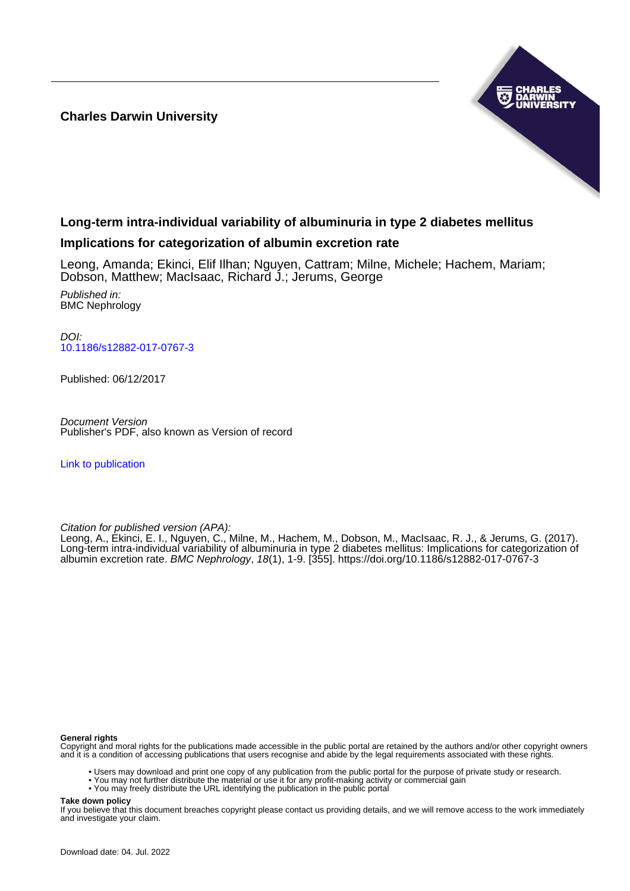**Charles Darwin University**

# Long-term intra-individual variability of albuminuria in type 2 diabetes mellitus

## Implications for categorization of albumin excretion rate

Leong, Amanda; Ekinci, Elif Ilhan; Nguyen, Cattram; Milne, Michele; Hachem, Mariam; Dobson, Matthew; MacIsaac, Richard J.; Jerums, George

*Published in:*
BMC Nephrology

*DOI:*
10.1186/s12882-017-0767-3

Published: 06/12/2017

*Document Version*
Publisher's PDF, also known as Version of record

Link to publication

*Citation for published version (APA):*
Leong, A., Ekinci, E. I., Nguyen, C., Milne, M., Hachem, M., Dobson, M., MacIsaac, R. J., & Jerums, G. (2017). Long-term intra-individual variability of albuminuria in type 2 diabetes mellitus: Implications for categorization of albumin excretion rate. *BMC Nephrology*, *18*(1), 1-9. [355]. https://doi.org/10.1186/s12882-017-0767-3

**General rights**
Copyright and moral rights for the publications made accessible in the public portal are retained by the authors and/or other copyright owners and it is a condition of accessing publications that users recognise and abide by the legal requirements associated with these rights.

- Users may download and print one copy of any publication from the public portal for the purpose of private study or research.
- You may not further distribute the material or use it for any profit-making activity or commercial gain
- You may freely distribute the URL identifying the publication in the public portal

**Take down policy**
If you believe that this document breaches copyright please contact us providing details, and we will remove access to the work immediately and investigate your claim.

Download date: 04. Jul. 2022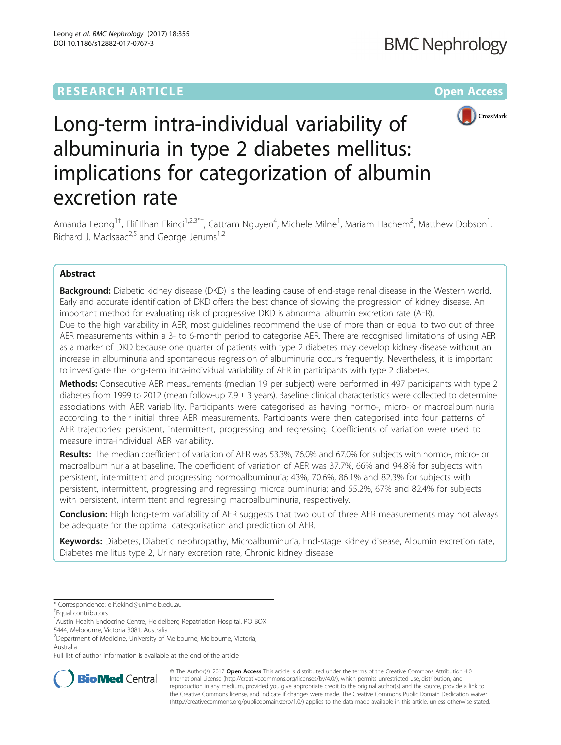# Long-term intra-individual variability of albuminuria in type 2 diabetes mellitus: implications for categorization of albumin excretion rate

Amanda Leong[1†], Elif Ilhan Ekinci[1,2,3*†], Cattram Nguyen[4], Michele Milne[1], Mariam Hachem[2], Matthew Dobson[1], Richard J. MacIsaac[2,5] and George Jerums[1,2]

## Abstract

**Background:** Diabetic kidney disease (DKD) is the leading cause of end-stage renal disease in the Western world. Early and accurate identification of DKD offers the best chance of slowing the progression of kidney disease. An important method for evaluating risk of progressive DKD is abnormal albumin excretion rate (AER).

Due to the high variability in AER, most guidelines recommend the use of more than or equal to two out of three AER measurements within a 3- to 6-month period to categorise AER. There are recognised limitations of using AER as a marker of DKD because one quarter of patients with type 2 diabetes may develop kidney disease without an increase in albuminuria and spontaneous regression of albuminuria occurs frequently. Nevertheless, it is important to investigate the long-term intra-individual variability of AER in participants with type 2 diabetes.

**Methods:** Consecutive AER measurements (median 19 per subject) were performed in 497 participants with type 2 diabetes from 1999 to 2012 (mean follow-up 7.9 ± 3 years). Baseline clinical characteristics were collected to determine associations with AER variability. Participants were categorised as having normo-, micro- or macroalbuminuria according to their initial three AER measurements. Participants were then categorised into four patterns of AER trajectories: persistent, intermittent, progressing and regressing. Coefficients of variation were used to measure intra-individual AER variability.

**Results:** The median coefficient of variation of AER was 53.3%, 76.0% and 67.0% for subjects with normo-, micro- or macroalbuminuria at baseline. The coefficient of variation of AER was 37.7%, 66% and 94.8% for subjects with persistent, intermittent and progressing normoalbuminuria; 43%, 70.6%, 86.1% and 82.3% for subjects with persistent, intermittent, progressing and regressing microalbuminuria; and 55.2%, 67% and 82.4% for subjects with persistent, intermittent and regressing macroalbuminuria, respectively.

**Conclusion:** High long-term variability of AER suggests that two out of three AER measurements may not always be adequate for the optimal categorisation and prediction of AER.

**Keywords:** Diabetes, Diabetic nephropathy, Microalbuminuria, End-stage kidney disease, Albumin excretion rate, Diabetes mellitus type 2, Urinary excretion rate, Chronic kidney disease

\* Correspondence: elif.ekinci@unimelb.edu.au

†Equal contributors

[1]Austin Health Endocrine Centre, Heidelberg Repatriation Hospital, PO BOX 5444, Melbourne, Victoria 3081, Australia

[2]Department of Medicine, University of Melbourne, Melbourne, Victoria, Australia

Full list of author information is available at the end of the article

© The Author(s). 2017 **Open Access** This article is distributed under the terms of the Creative Commons Attribution 4.0 International License (http://creativecommons.org/licenses/by/4.0/), which permits unrestricted use, distribution, and reproduction in any medium, provided you give appropriate credit to the original author(s) and the source, provide a link to the Creative Commons license, and indicate if changes were made. The Creative Commons Public Domain Dedication waiver (http://creativecommons.org/publicdomain/zero/1.0/) applies to the data made available in this article, unless otherwise stated.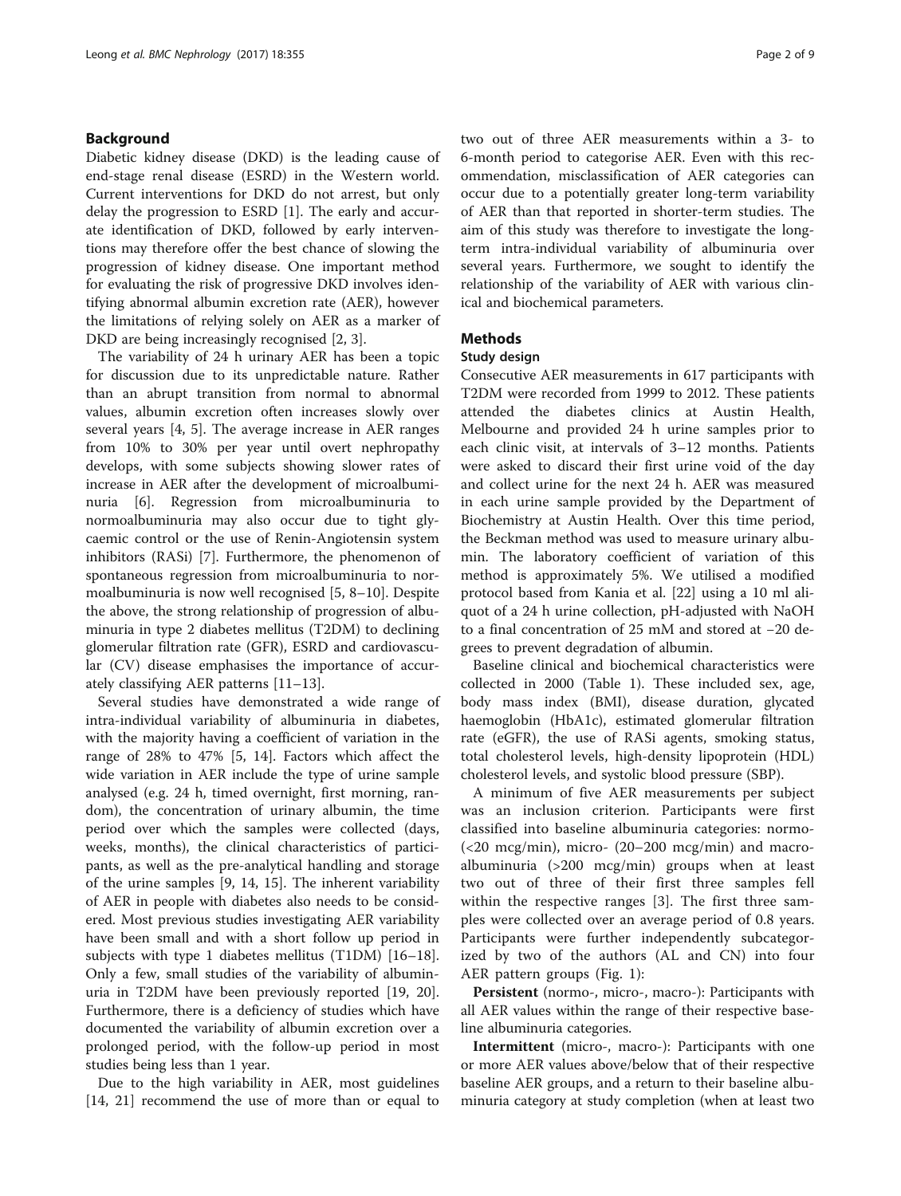## Background

Diabetic kidney disease (DKD) is the leading cause of end-stage renal disease (ESRD) in the Western world. Current interventions for DKD do not arrest, but only delay the progression to ESRD [1]. The early and accurate identification of DKD, followed by early interventions may therefore offer the best chance of slowing the progression of kidney disease. One important method for evaluating the risk of progressive DKD involves identifying abnormal albumin excretion rate (AER), however the limitations of relying solely on AER as a marker of DKD are being increasingly recognised [2, 3].

The variability of 24 h urinary AER has been a topic for discussion due to its unpredictable nature. Rather than an abrupt transition from normal to abnormal values, albumin excretion often increases slowly over several years [4, 5]. The average increase in AER ranges from 10% to 30% per year until overt nephropathy develops, with some subjects showing slower rates of increase in AER after the development of microalbuminuria [6]. Regression from microalbuminuria to normoalbuminuria may also occur due to tight glycaemic control or the use of Renin-Angiotensin system inhibitors (RASi) [7]. Furthermore, the phenomenon of spontaneous regression from microalbuminuria to normoalbuminuria is now well recognised [5, 8–10]. Despite the above, the strong relationship of progression of albuminuria in type 2 diabetes mellitus (T2DM) to declining glomerular filtration rate (GFR), ESRD and cardiovascular (CV) disease emphasises the importance of accurately classifying AER patterns [11–13].

Several studies have demonstrated a wide range of intra-individual variability of albuminuria in diabetes, with the majority having a coefficient of variation in the range of 28% to 47% [5, 14]. Factors which affect the wide variation in AER include the type of urine sample analysed (e.g. 24 h, timed overnight, first morning, random), the concentration of urinary albumin, the time period over which the samples were collected (days, weeks, months), the clinical characteristics of participants, as well as the pre-analytical handling and storage of the urine samples [9, 14, 15]. The inherent variability of AER in people with diabetes also needs to be considered. Most previous studies investigating AER variability have been small and with a short follow up period in subjects with type 1 diabetes mellitus (T1DM) [16–18]. Only a few, small studies of the variability of albuminuria in T2DM have been previously reported [19, 20]. Furthermore, there is a deficiency of studies which have documented the variability of albumin excretion over a prolonged period, with the follow-up period in most studies being less than 1 year.

Due to the high variability in AER, most guidelines [14, 21] recommend the use of more than or equal to two out of three AER measurements within a 3- to 6-month period to categorise AER. Even with this recommendation, misclassification of AER categories can occur due to a potentially greater long-term variability of AER than that reported in shorter-term studies. The aim of this study was therefore to investigate the long-term intra-individual variability of albuminuria over several years. Furthermore, we sought to identify the relationship of the variability of AER with various clinical and biochemical parameters.

## Methods

### Study design

Consecutive AER measurements in 617 participants with T2DM were recorded from 1999 to 2012. These patients attended the diabetes clinics at Austin Health, Melbourne and provided 24 h urine samples prior to each clinic visit, at intervals of 3–12 months. Patients were asked to discard their first urine void of the day and collect urine for the next 24 h. AER was measured in each urine sample provided by the Department of Biochemistry at Austin Health. Over this time period, the Beckman method was used to measure urinary albumin. The laboratory coefficient of variation of this method is approximately 5%. We utilised a modified protocol based from Kania et al. [22] using a 10 ml aliquot of a 24 h urine collection, pH-adjusted with NaOH to a final concentration of 25 mM and stored at −20 degrees to prevent degradation of albumin.

Baseline clinical and biochemical characteristics were collected in 2000 (Table 1). These included sex, age, body mass index (BMI), disease duration, glycated haemoglobin (HbA1c), estimated glomerular filtration rate (eGFR), the use of RASi agents, smoking status, total cholesterol levels, high-density lipoprotein (HDL) cholesterol levels, and systolic blood pressure (SBP).

A minimum of five AER measurements per subject was an inclusion criterion. Participants were first classified into baseline albuminuria categories: normo- (<20 mcg/min), micro- (20–200 mcg/min) and macro-albuminuria (>200 mcg/min) groups when at least two out of three of their first three samples fell within the respective ranges [3]. The first three samples were collected over an average period of 0.8 years. Participants were further independently subcategorized by two of the authors (AL and CN) into four AER pattern groups (Fig. 1):

**Persistent** (normo-, micro-, macro-): Participants with all AER values within the range of their respective baseline albuminuria categories.

**Intermittent** (micro-, macro-): Participants with one or more AER values above/below that of their respective baseline AER groups, and a return to their baseline albuminuria category at study completion (when at least two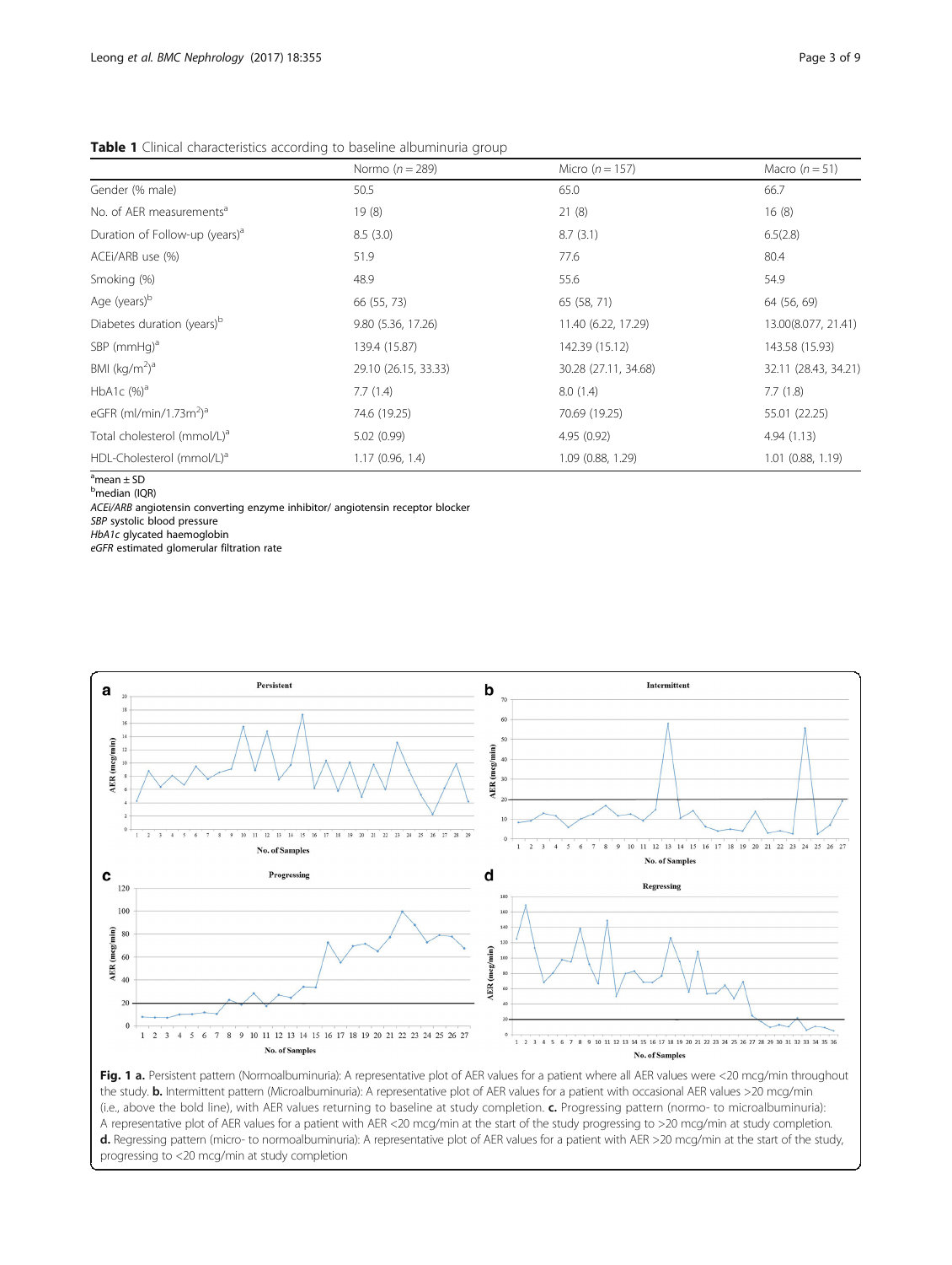**Table 1** Clinical characteristics according to baseline albuminuria group

| | Normo (*n* = 289) | Micro (*n* = 157) | Macro (*n* = 51) |
|---|---|---|---|
| Gender (% male) | 50.5 | 65.0 | 66.7 |
| No. of AER measurements[a] | 19 (8) | 21 (8) | 16 (8) |
| Duration of Follow-up (years)[a] | 8.5 (3.0) | 8.7 (3.1) | 6.5(2.8) |
| ACEi/ARB use (%) | 51.9 | 77.6 | 80.4 |
| Smoking (%) | 48.9 | 55.6 | 54.9 |
| Age (years)[b] | 66 (55, 73) | 65 (58, 71) | 64 (56, 69) |
| Diabetes duration (years)[b] | 9.80 (5.36, 17.26) | 11.40 (6.22, 17.29) | 13.00(8.077, 21.41) |
| SBP (mmHg)[a] | 139.4 (15.87) | 142.39 (15.12) | 143.58 (15.93) |
| BMI (kg/m$^2$)[a] | 29.10 (26.15, 33.33) | 30.28 (27.11, 34.68) | 32.11 (28.43, 34.21) |
| HbA1c (%)[a] | 7.7 (1.4) | 8.0 (1.4) | 7.7 (1.8) |
| eGFR (ml/min/1.73m$^2$)[a] | 74.6 (19.25) | 70.69 (19.25) | 55.01 (22.25) |
| Total cholesterol (mmol/L)[a] | 5.02 (0.99) | 4.95 (0.92) | 4.94 (1.13) |
| HDL-Cholesterol (mmol/L)[a] | 1.17 (0.96, 1.4) | 1.09 (0.88, 1.29) | 1.01 (0.88, 1.19) |

[a]mean ± SD
[b]median (IQR)
*ACEi/ARB* angiotensin converting enzyme inhibitor/ angiotensin receptor blocker
*SBP* systolic blood pressure
*HbA1c* glycated haemoglobin
*eGFR* estimated glomerular filtration rate

**Fig. 1 a.** Persistent pattern (Normoalbuminuria): A representative plot of AER values for a patient where all AER values were <20 mcg/min throughout the study. **b.** Intermittent pattern (Microalbuminuria): A representative plot of AER values for a patient with occasional AER values >20 mcg/min (i.e., above the bold line), with AER values returning to baseline at study completion. **c.** Progressing pattern (normo- to microalbuminuria): A representative plot of AER values for a patient with AER <20 mcg/min at the start of the study progressing to >20 mcg/min at study completion. **d.** Regressing pattern (micro- to normoalbuminuria): A representative plot of AER values for a patient with AER >20 mcg/min at the start of the study, progressing to <20 mcg/min at study completion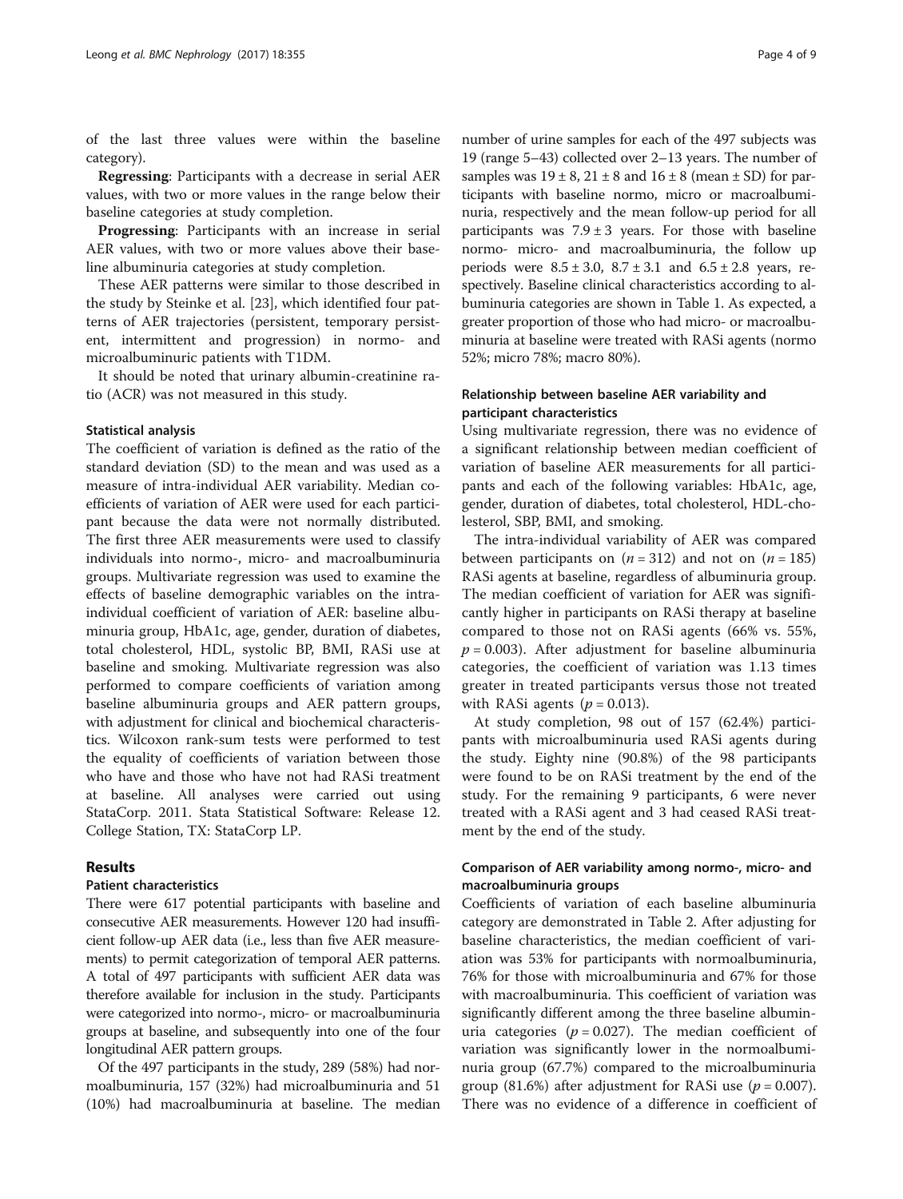of the last three values were within the baseline category).

**Regressing**: Participants with a decrease in serial AER values, with two or more values in the range below their baseline categories at study completion.

**Progressing**: Participants with an increase in serial AER values, with two or more values above their baseline albuminuria categories at study completion.

These AER patterns were similar to those described in the study by Steinke et al. [23], which identified four patterns of AER trajectories (persistent, temporary persistent, intermittent and progression) in normo- and microalbuminuric patients with T1DM.

It should be noted that urinary albumin-creatinine ratio (ACR) was not measured in this study.

### Statistical analysis

The coefficient of variation is defined as the ratio of the standard deviation (SD) to the mean and was used as a measure of intra-individual AER variability. Median coefficients of variation of AER were used for each participant because the data were not normally distributed. The first three AER measurements were used to classify individuals into normo-, micro- and macroalbuminuria groups. Multivariate regression was used to examine the effects of baseline demographic variables on the intra-individual coefficient of variation of AER: baseline albuminuria group, HbA1c, age, gender, duration of diabetes, total cholesterol, HDL, systolic BP, BMI, RASi use at baseline and smoking. Multivariate regression was also performed to compare coefficients of variation among baseline albuminuria groups and AER pattern groups, with adjustment for clinical and biochemical characteristics. Wilcoxon rank-sum tests were performed to test the equality of coefficients of variation between those who have and those who have not had RASi treatment at baseline. All analyses were carried out using StataCorp. 2011. Stata Statistical Software: Release 12. College Station, TX: StataCorp LP.

## Results

### Patient characteristics

There were 617 potential participants with baseline and consecutive AER measurements. However 120 had insufficient follow-up AER data (i.e., less than five AER measurements) to permit categorization of temporal AER patterns. A total of 497 participants with sufficient AER data was therefore available for inclusion in the study. Participants were categorized into normo-, micro- or macroalbuminuria groups at baseline, and subsequently into one of the four longitudinal AER pattern groups.

Of the 497 participants in the study, 289 (58%) had normoalbuminuria, 157 (32%) had microalbuminuria and 51 (10%) had macroalbuminuria at baseline. The median number of urine samples for each of the 497 subjects was 19 (range 5–43) collected over 2–13 years. The number of samples was 19 ± 8, 21 ± 8 and 16 ± 8 (mean ± SD) for participants with baseline normo, micro or macroalbuminuria, respectively and the mean follow-up period for all participants was 7.9 ± 3 years. For those with baseline normo- micro- and macroalbuminuria, the follow up periods were 8.5 ± 3.0, 8.7 ± 3.1 and 6.5 ± 2.8 years, respectively. Baseline clinical characteristics according to albuminuria categories are shown in Table 1. As expected, a greater proportion of those who had micro- or macroalbuminuria at baseline were treated with RASi agents (normo 52%; micro 78%; macro 80%).

### Relationship between baseline AER variability and participant characteristics

Using multivariate regression, there was no evidence of a significant relationship between median coefficient of variation of baseline AER measurements for all participants and each of the following variables: HbA1c, age, gender, duration of diabetes, total cholesterol, HDL-cholesterol, SBP, BMI, and smoking.

The intra-individual variability of AER was compared between participants on ($n = 312$) and not on ($n = 185$) RASi agents at baseline, regardless of albuminuria group. The median coefficient of variation for AER was significantly higher in participants on RASi therapy at baseline compared to those not on RASi agents (66% vs. 55%, $p = 0.003$). After adjustment for baseline albuminuria categories, the coefficient of variation was 1.13 times greater in treated participants versus those not treated with RASi agents ($p = 0.013$).

At study completion, 98 out of 157 (62.4%) participants with microalbuminuria used RASi agents during the study. Eighty nine (90.8%) of the 98 participants were found to be on RASi treatment by the end of the study. For the remaining 9 participants, 6 were never treated with a RASi agent and 3 had ceased RASi treatment by the end of the study.

### Comparison of AER variability among normo-, micro- and macroalbuminuria groups

Coefficients of variation of each baseline albuminuria category are demonstrated in Table 2. After adjusting for baseline characteristics, the median coefficient of variation was 53% for participants with normoalbuminuria, 76% for those with microalbuminuria and 67% for those with macroalbuminuria. This coefficient of variation was significantly different among the three baseline albuminuria categories ($p = 0.027$). The median coefficient of variation was significantly lower in the normoalbuminuria group (67.7%) compared to the microalbuminuria group (81.6%) after adjustment for RASi use ($p = 0.007$). There was no evidence of a difference in coefficient of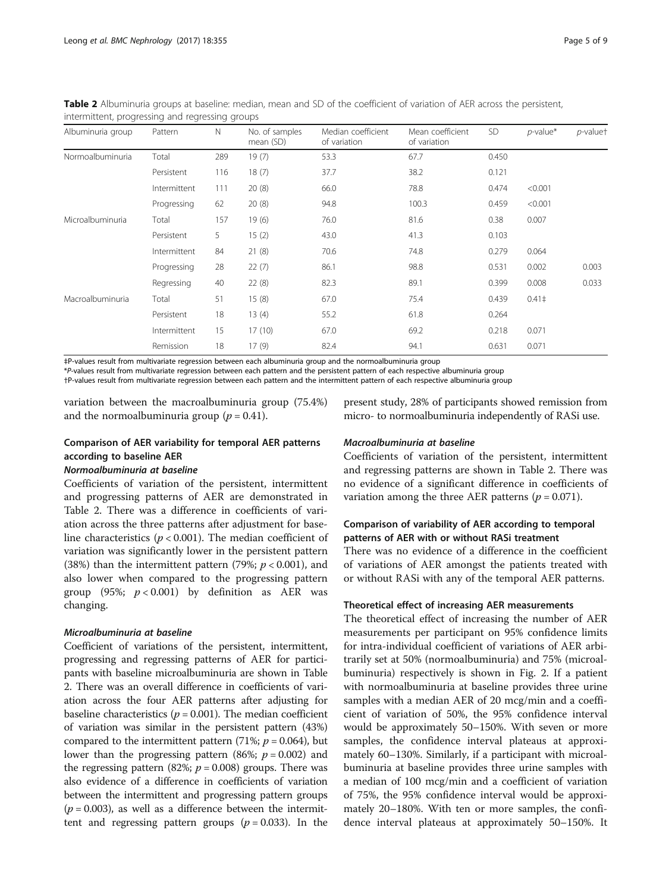**Table 2** Albuminuria groups at baseline: median, mean and SD of the coefficient of variation of AER across the persistent, intermittent, progressing and regressing groups

| Albuminuria group | Pattern | N | No. of samples mean (SD) | Median coefficient of variation | Mean coefficient of variation | SD | *p*-value* | *p*-value† |
|---|---|---|---|---|---|---|---|---|
| Normoalbuminuria | Total | 289 | 19 (7) | 53.3 | 67.7 | 0.450 | | |
| | Persistent | 116 | 18 (7) | 37.7 | 38.2 | 0.121 | | |
| | Intermittent | 111 | 20 (8) | 66.0 | 78.8 | 0.474 | <0.001 | |
| | Progressing | 62 | 20 (8) | 94.8 | 100.3 | 0.459 | <0.001 | |
| Microalbuminuria | Total | 157 | 19 (6) | 76.0 | 81.6 | 0.38 | 0.007 | |
| | Persistent | 5 | 15 (2) | 43.0 | 41.3 | 0.103 | | |
| | Intermittent | 84 | 21 (8) | 70.6 | 74.8 | 0.279 | 0.064 | |
| | Progressing | 28 | 22 (7) | 86.1 | 98.8 | 0.531 | 0.002 | 0.003 |
| | Regressing | 40 | 22 (8) | 82.3 | 89.1 | 0.399 | 0.008 | 0.033 |
| Macroalbuminuria | Total | 51 | 15 (8) | 67.0 | 75.4 | 0.439 | 0.41‡ | |
| | Persistent | 18 | 13 (4) | 55.2 | 61.8 | 0.264 | | |
| | Intermittent | 15 | 17 (10) | 67.0 | 69.2 | 0.218 | 0.071 | |
| | Remission | 18 | 17 (9) | 82.4 | 94.1 | 0.631 | 0.071 | |

‡P-values result from multivariate regression between each albuminuria group and the normoalbuminuria group
*P-values result from multivariate regression between each pattern and the persistent pattern of each respective albuminuria group
†P-values result from multivariate regression between each pattern and the intermittent pattern of each respective albuminuria group

variation between the macroalbuminuria group (75.4%) and the normoalbuminuria group ($p = 0.41$).

## Comparison of AER variability for temporal AER patterns according to baseline AER

### *Normoalbuminuria at baseline*

Coefficients of variation of the persistent, intermittent and progressing patterns of AER are demonstrated in Table 2. There was a difference in coefficients of variation across the three patterns after adjustment for baseline characteristics ($p < 0.001$). The median coefficient of variation was significantly lower in the persistent pattern (38%) than the intermittent pattern (79%; $p < 0.001$), and also lower when compared to the progressing pattern group (95%; $p < 0.001$) by definition as AER was changing.

### *Microalbuminuria at baseline*

Coefficient of variations of the persistent, intermittent, progressing and regressing patterns of AER for participants with baseline microalbuminuria are shown in Table 2. There was an overall difference in coefficients of variation across the four AER patterns after adjusting for baseline characteristics ($p = 0.001$). The median coefficient of variation was similar in the persistent pattern (43%) compared to the intermittent pattern (71%; $p = 0.064$), but lower than the progressing pattern (86%; $p = 0.002$) and the regressing pattern (82%; $p = 0.008$) groups. There was also evidence of a difference in coefficients of variation between the intermittent and progressing pattern groups ($p = 0.003$), as well as a difference between the intermittent and regressing pattern groups ($p = 0.033$). In the present study, 28% of participants showed remission from micro- to normoalbuminuria independently of RASi use.

### *Macroalbuminuria at baseline*

Coefficients of variation of the persistent, intermittent and regressing patterns are shown in Table 2. There was no evidence of a significant difference in coefficients of variation among the three AER patterns ($p = 0.071$).

## Comparison of variability of AER according to temporal patterns of AER with or without RASi treatment

There was no evidence of a difference in the coefficient of variations of AER amongst the patients treated with or without RASi with any of the temporal AER patterns.

## Theoretical effect of increasing AER measurements

The theoretical effect of increasing the number of AER measurements per participant on 95% confidence limits for intra-individual coefficient of variations of AER arbitrarily set at 50% (normoalbuminuria) and 75% (microalbuminuria) respectively is shown in Fig. 2. If a patient with normoalbuminuria at baseline provides three urine samples with a median AER of 20 mcg/min and a coefficient of variation of 50%, the 95% confidence interval would be approximately 50–150%. With seven or more samples, the confidence interval plateaus at approximately 60–130%. Similarly, if a participant with microalbuminuria at baseline provides three urine samples with a median of 100 mcg/min and a coefficient of variation of 75%, the 95% confidence interval would be approximately 20–180%. With ten or more samples, the confidence interval plateaus at approximately 50–150%. It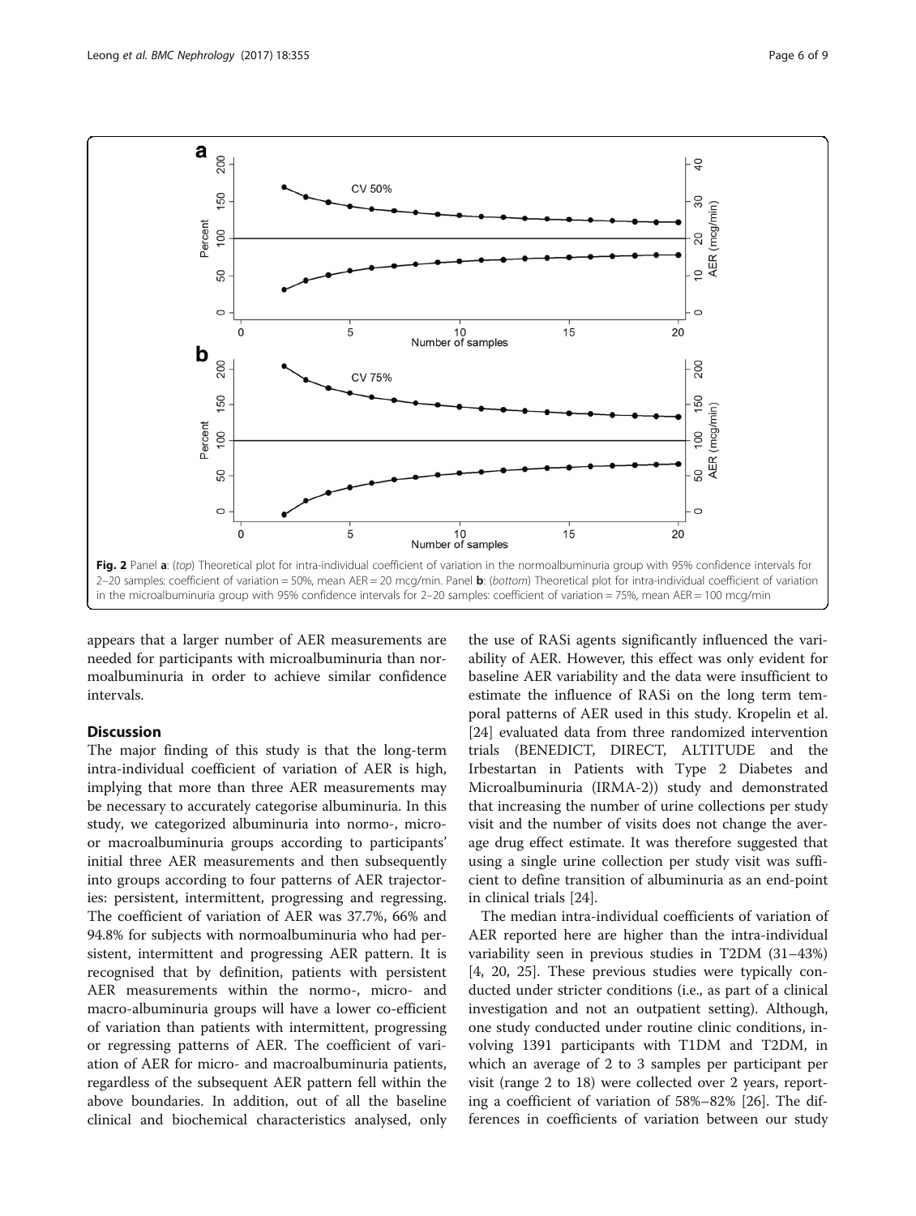Fig. 2 Panel **a**: (*top*) Theoretical plot for intra-individual coefficient of variation in the normoalbuminuria group with 95% confidence intervals for 2–20 samples: coefficient of variation = 50%, mean AER = 20 mcg/min. Panel **b**: (*bottom*) Theoretical plot for intra-individual coefficient of variation in the microalbuminuria group with 95% confidence intervals for 2–20 samples: coefficient of variation = 75%, mean AER = 100 mcg/min

appears that a larger number of AER measurements are needed for participants with microalbuminuria than normoalbuminuria in order to achieve similar confidence intervals.

## Discussion

The major finding of this study is that the long-term intra-individual coefficient of variation of AER is high, implying that more than three AER measurements may be necessary to accurately categorise albuminuria. In this study, we categorized albuminuria into normo-, micro- or macroalbuminuria groups according to participants' initial three AER measurements and then subsequently into groups according to four patterns of AER trajectories: persistent, intermittent, progressing and regressing. The coefficient of variation of AER was 37.7%, 66% and 94.8% for subjects with normoalbuminuria who had persistent, intermittent and progressing AER pattern. It is recognised that by definition, patients with persistent AER measurements within the normo-, micro- and macro-albuminuria groups will have a lower co-efficient of variation than patients with intermittent, progressing or regressing patterns of AER. The coefficient of variation of AER for micro- and macroalbuminuria patients, regardless of the subsequent AER pattern fell within the above boundaries. In addition, out of all the baseline clinical and biochemical characteristics analysed, only the use of RASi agents significantly influenced the variability of AER. However, this effect was only evident for baseline AER variability and the data were insufficient to estimate the influence of RASi on the long term temporal patterns of AER used in this study. Kropelin et al. [24] evaluated data from three randomized intervention trials (BENEDICT, DIRECT, ALTITUDE and the Irbestartan in Patients with Type 2 Diabetes and Microalbuminuria (IRMA-2)) study and demonstrated that increasing the number of urine collections per study visit and the number of visits does not change the average drug effect estimate. It was therefore suggested that using a single urine collection per study visit was sufficient to define transition of albuminuria as an end-point in clinical trials [24].

The median intra-individual coefficients of variation of AER reported here are higher than the intra-individual variability seen in previous studies in T2DM (31–43%) [4, 20, 25]. These previous studies were typically conducted under stricter conditions (i.e., as part of a clinical investigation and not an outpatient setting). Although, one study conducted under routine clinic conditions, involving 1391 participants with T1DM and T2DM, in which an average of 2 to 3 samples per participant per visit (range 2 to 18) were collected over 2 years, reporting a coefficient of variation of 58%–82% [26]. The differences in coefficients of variation between our study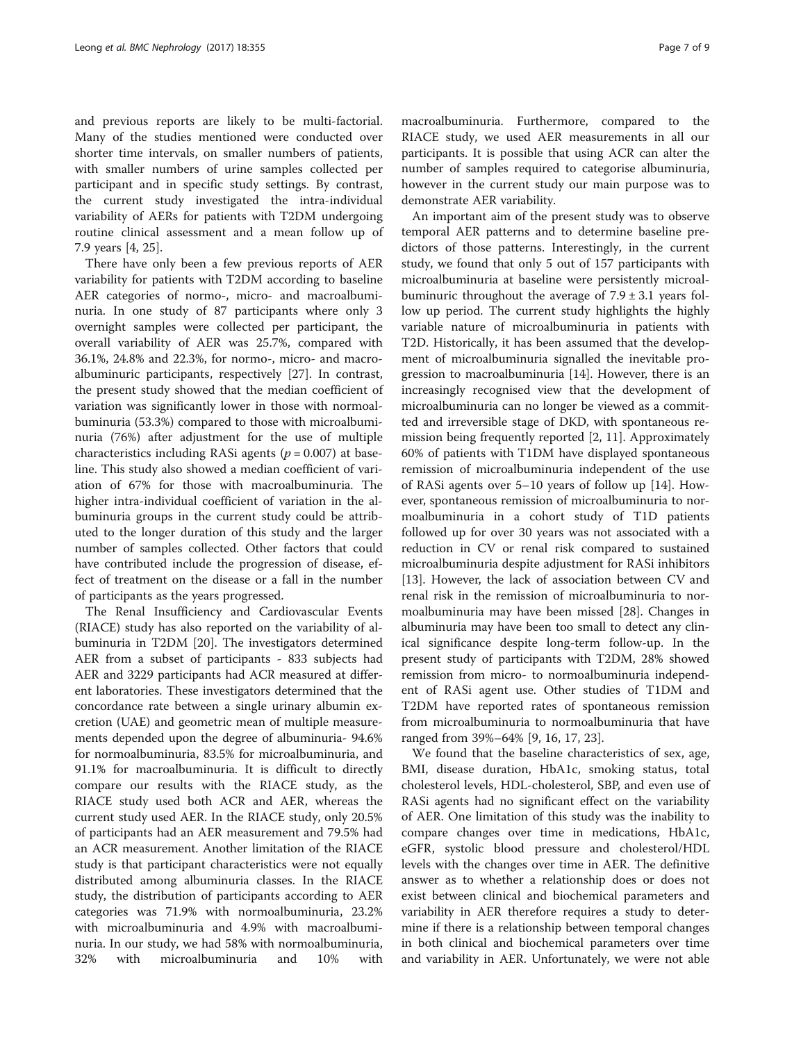and previous reports are likely to be multi-factorial. Many of the studies mentioned were conducted over shorter time intervals, on smaller numbers of patients, with smaller numbers of urine samples collected per participant and in specific study settings. By contrast, the current study investigated the intra-individual variability of AERs for patients with T2DM undergoing routine clinical assessment and a mean follow up of 7.9 years [4, 25].

There have only been a few previous reports of AER variability for patients with T2DM according to baseline AER categories of normo-, micro- and macroalbuminuria. In one study of 87 participants where only 3 overnight samples were collected per participant, the overall variability of AER was 25.7%, compared with 36.1%, 24.8% and 22.3%, for normo-, micro- and macroalbuminuric participants, respectively [27]. In contrast, the present study showed that the median coefficient of variation was significantly lower in those with normoalbuminuria (53.3%) compared to those with microalbuminuria (76%) after adjustment for the use of multiple characteristics including RASi agents ($p = 0.007$) at baseline. This study also showed a median coefficient of variation of 67% for those with macroalbuminuria. The higher intra-individual coefficient of variation in the albuminuria groups in the current study could be attributed to the longer duration of this study and the larger number of samples collected. Other factors that could have contributed include the progression of disease, effect of treatment on the disease or a fall in the number of participants as the years progressed.

The Renal Insufficiency and Cardiovascular Events (RIACE) study has also reported on the variability of albuminuria in T2DM [20]. The investigators determined AER from a subset of participants - 833 subjects had AER and 3229 participants had ACR measured at different laboratories. These investigators determined that the concordance rate between a single urinary albumin excretion (UAE) and geometric mean of multiple measurements depended upon the degree of albuminuria- 94.6% for normoalbuminuria, 83.5% for microalbuminuria, and 91.1% for macroalbuminuria. It is difficult to directly compare our results with the RIACE study, as the RIACE study used both ACR and AER, whereas the current study used AER. In the RIACE study, only 20.5% of participants had an AER measurement and 79.5% had an ACR measurement. Another limitation of the RIACE study is that participant characteristics were not equally distributed among albuminuria classes. In the RIACE study, the distribution of participants according to AER categories was 71.9% with normoalbuminuria, 23.2% with microalbuminuria and 4.9% with macroalbuminuria. In our study, we had 58% with normoalbuminuria, 32% with microalbuminuria and 10% with macroalbuminuria. Furthermore, compared to the RIACE study, we used AER measurements in all our participants. It is possible that using ACR can alter the number of samples required to categorise albuminuria, however in the current study our main purpose was to demonstrate AER variability.

An important aim of the present study was to observe temporal AER patterns and to determine baseline predictors of those patterns. Interestingly, in the current study, we found that only 5 out of 157 participants with microalbuminuria at baseline were persistently microalbuminuric throughout the average of $7.9 \pm 3.1$ years follow up period. The current study highlights the highly variable nature of microalbuminuria in patients with T2D. Historically, it has been assumed that the development of microalbuminuria signalled the inevitable progression to macroalbuminuria [14]. However, there is an increasingly recognised view that the development of microalbuminuria can no longer be viewed as a committed and irreversible stage of DKD, with spontaneous remission being frequently reported [2, 11]. Approximately 60% of patients with T1DM have displayed spontaneous remission of microalbuminuria independent of the use of RASi agents over 5–10 years of follow up [14]. However, spontaneous remission of microalbuminuria to normoalbuminuria in a cohort study of T1D patients followed up for over 30 years was not associated with a reduction in CV or renal risk compared to sustained microalbuminuria despite adjustment for RASi inhibitors [13]. However, the lack of association between CV and renal risk in the remission of microalbuminuria to normoalbuminuria may have been missed [28]. Changes in albuminuria may have been too small to detect any clinical significance despite long-term follow-up. In the present study of participants with T2DM, 28% showed remission from micro- to normoalbuminuria independent of RASi agent use. Other studies of T1DM and T2DM have reported rates of spontaneous remission from microalbuminuria to normoalbuminuria that have ranged from 39%–64% [9, 16, 17, 23].

We found that the baseline characteristics of sex, age, BMI, disease duration, HbA1c, smoking status, total cholesterol levels, HDL-cholesterol, SBP, and even use of RASi agents had no significant effect on the variability of AER. One limitation of this study was the inability to compare changes over time in medications, HbA1c, eGFR, systolic blood pressure and cholesterol/HDL levels with the changes over time in AER. The definitive answer as to whether a relationship does or does not exist between clinical and biochemical parameters and variability in AER therefore requires a study to determine if there is a relationship between temporal changes in both clinical and biochemical parameters over time and variability in AER. Unfortunately, we were not able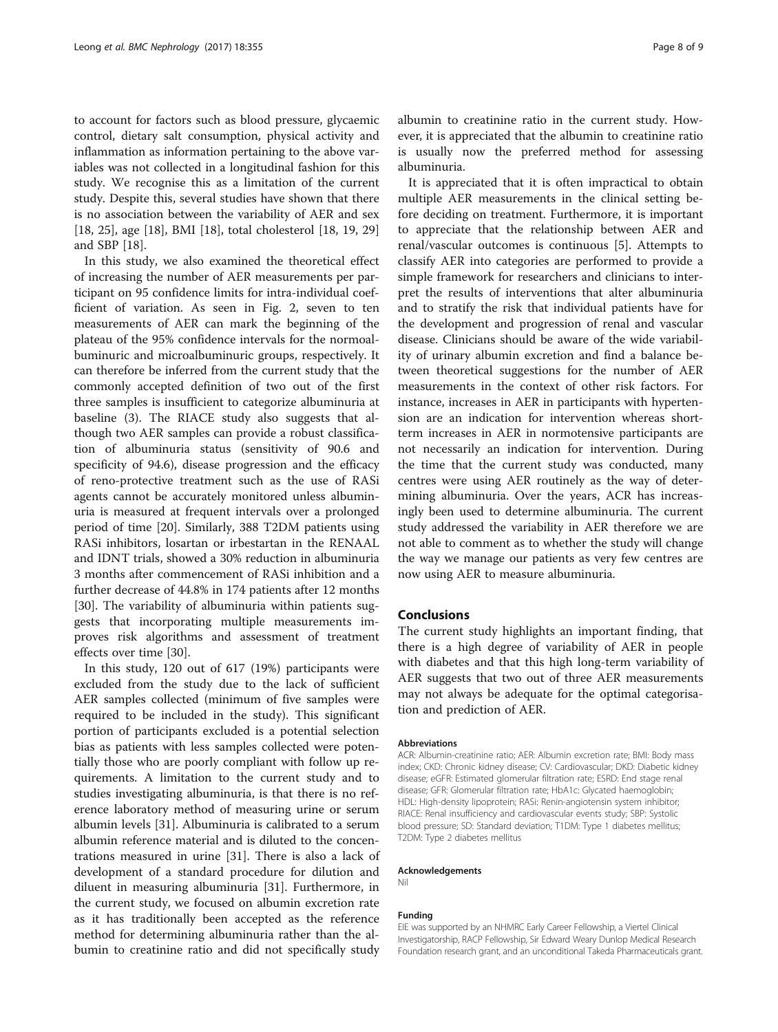to account for factors such as blood pressure, glycaemic control, dietary salt consumption, physical activity and inflammation as information pertaining to the above variables was not collected in a longitudinal fashion for this study. We recognise this as a limitation of the current study. Despite this, several studies have shown that there is no association between the variability of AER and sex [18, 25], age [18], BMI [18], total cholesterol [18, 19, 29] and SBP [18].

In this study, we also examined the theoretical effect of increasing the number of AER measurements per participant on 95 confidence limits for intra-individual coefficient of variation. As seen in Fig. 2, seven to ten measurements of AER can mark the beginning of the plateau of the 95% confidence intervals for the normoalbuminuric and microalbuminuric groups, respectively. It can therefore be inferred from the current study that the commonly accepted definition of two out of the first three samples is insufficient to categorize albuminuria at baseline (3). The RIACE study also suggests that although two AER samples can provide a robust classification of albuminuria status (sensitivity of 90.6 and specificity of 94.6), disease progression and the efficacy of reno-protective treatment such as the use of RASi agents cannot be accurately monitored unless albuminuria is measured at frequent intervals over a prolonged period of time [20]. Similarly, 388 T2DM patients using RASi inhibitors, losartan or irbestartan in the RENAAL and IDNT trials, showed a 30% reduction in albuminuria 3 months after commencement of RASi inhibition and a further decrease of 44.8% in 174 patients after 12 months [30]. The variability of albuminuria within patients suggests that incorporating multiple measurements improves risk algorithms and assessment of treatment effects over time [30].

In this study, 120 out of 617 (19%) participants were excluded from the study due to the lack of sufficient AER samples collected (minimum of five samples were required to be included in the study). This significant portion of participants excluded is a potential selection bias as patients with less samples collected were potentially those who are poorly compliant with follow up requirements. A limitation to the current study and to studies investigating albuminuria, is that there is no reference laboratory method of measuring urine or serum albumin levels [31]. Albuminuria is calibrated to a serum albumin reference material and is diluted to the concentrations measured in urine [31]. There is also a lack of development of a standard procedure for dilution and diluent in measuring albuminuria [31]. Furthermore, in the current study, we focused on albumin excretion rate as it has traditionally been accepted as the reference method for determining albuminuria rather than the albumin to creatinine ratio and did not specifically study albumin to creatinine ratio in the current study. However, it is appreciated that the albumin to creatinine ratio is usually now the preferred method for assessing albuminuria.

It is appreciated that it is often impractical to obtain multiple AER measurements in the clinical setting before deciding on treatment. Furthermore, it is important to appreciate that the relationship between AER and renal/vascular outcomes is continuous [5]. Attempts to classify AER into categories are performed to provide a simple framework for researchers and clinicians to interpret the results of interventions that alter albuminuria and to stratify the risk that individual patients have for the development and progression of renal and vascular disease. Clinicians should be aware of the wide variability of urinary albumin excretion and find a balance between theoretical suggestions for the number of AER measurements in the context of other risk factors. For instance, increases in AER in participants with hypertension are an indication for intervention whereas short-term increases in AER in normotensive participants are not necessarily an indication for intervention. During the time that the current study was conducted, many centres were using AER routinely as the way of determining albuminuria. Over the years, ACR has increasingly been used to determine albuminuria. The current study addressed the variability in AER therefore we are not able to comment as to whether the study will change the way we manage our patients as very few centres are now using AER to measure albuminuria.

## Conclusions

The current study highlights an important finding, that there is a high degree of variability of AER in people with diabetes and that this high long-term variability of AER suggests that two out of three AER measurements may not always be adequate for the optimal categorisation and prediction of AER.

#### Abbreviations

ACR: Albumin-creatinine ratio; AER: Albumin excretion rate; BMI: Body mass index; CKD: Chronic kidney disease; CV: Cardiovascular; DKD: Diabetic kidney disease; eGFR: Estimated glomerular filtration rate; ESRD: End stage renal disease; GFR: Glomerular filtration rate; HbA1c: Glycated haemoglobin; HDL: High-density lipoprotein; RASi: Renin-angiotensin system inhibitor; RIACE: Renal insufficiency and cardiovascular events study; SBP: Systolic blood pressure; SD: Standard deviation; T1DM: Type 1 diabetes mellitus; T2DM: Type 2 diabetes mellitus

#### Acknowledgements

Nil

#### Funding

EIE was supported by an NHMRC Early Career Fellowship, a Viertel Clinical Investigatorship, RACP Fellowship, Sir Edward Weary Dunlop Medical Research Foundation research grant, and an unconditional Takeda Pharmaceuticals grant.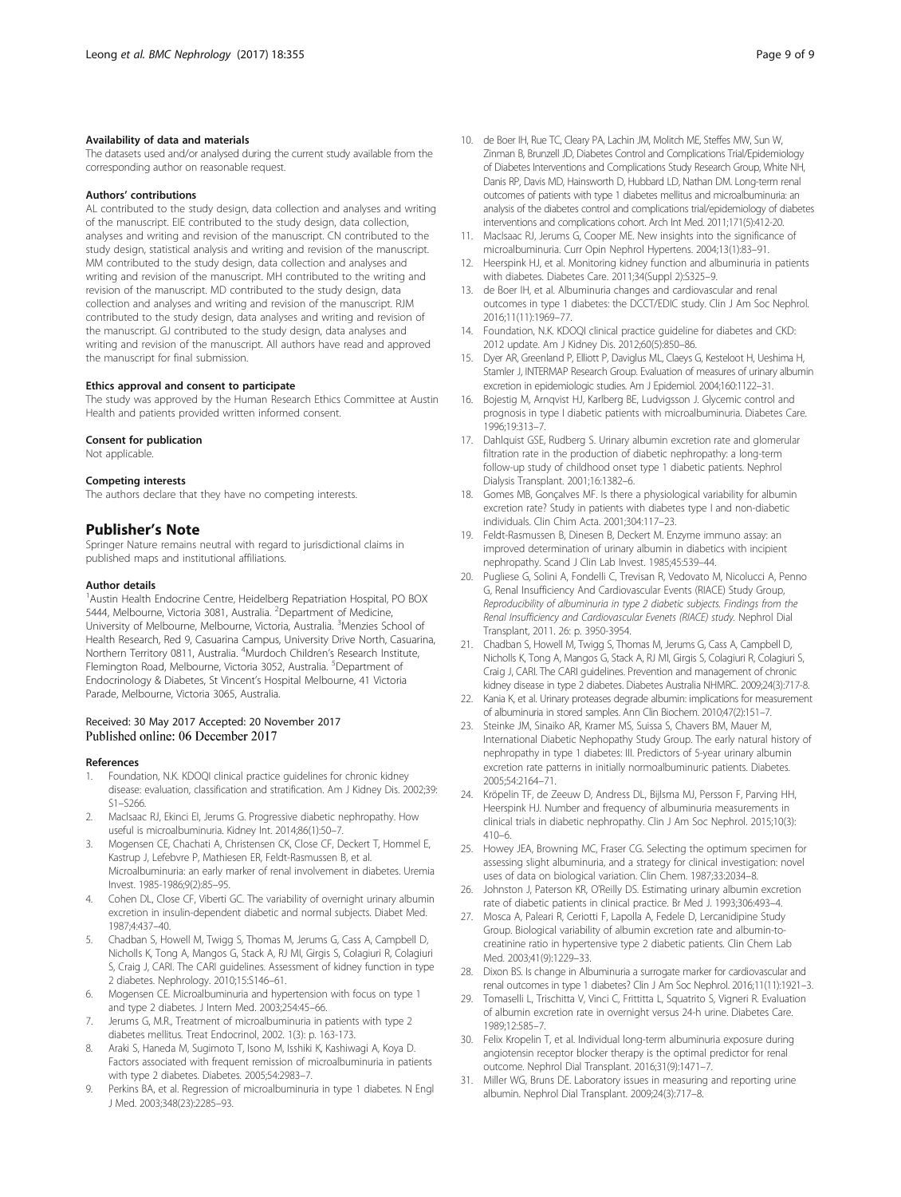#### Availability of data and materials

The datasets used and/or analysed during the current study available from the corresponding author on reasonable request.

#### Authors' contributions

AL contributed to the study design, data collection and analyses and writing of the manuscript. EIE contributed to the study design, data collection, analyses and writing and revision of the manuscript. CN contributed to the study design, statistical analysis and writing and revision of the manuscript. MM contributed to the study design, data collection and analyses and writing and revision of the manuscript. MH contributed to the writing and revision of the manuscript. MD contributed to the study design, data collection and analyses and writing and revision of the manuscript. RJM contributed to the study design, data analyses and writing and revision of the manuscript. GJ contributed to the study design, data analyses and writing and revision of the manuscript. All authors have read and approved the manuscript for final submission.

#### Ethics approval and consent to participate

The study was approved by the Human Research Ethics Committee at Austin Health and patients provided written informed consent.

#### Consent for publication

Not applicable.

#### Competing interests

The authors declare that they have no competing interests.

## Publisher's Note

Springer Nature remains neutral with regard to jurisdictional claims in published maps and institutional affiliations.

#### Author details

[1]Austin Health Endocrine Centre, Heidelberg Repatriation Hospital, PO BOX 5444, Melbourne, Victoria 3081, Australia. [2]Department of Medicine, University of Melbourne, Melbourne, Victoria, Australia. [3]Menzies School of Health Research, Red 9, Casuarina Campus, University Drive North, Casuarina, Northern Territory 0811, Australia. [4]Murdoch Children's Research Institute, Flemington Road, Melbourne, Victoria 3052, Australia. [5]Department of Endocrinology & Diabetes, St Vincent's Hospital Melbourne, 41 Victoria Parade, Melbourne, Victoria 3065, Australia.

Received: 30 May 2017 Accepted: 20 November 2017
Published online: 06 December 2017

#### References

1. Foundation, N.K. KDOQI clinical practice guidelines for chronic kidney disease: evaluation, classification and stratification. Am J Kidney Dis. 2002;39: S1–S266.
2. MacIsaac RJ, Ekinci EI, Jerums G. Progressive diabetic nephropathy. How useful is microalbuminuria. Kidney Int. 2014;86(1):50–7.
3. Mogensen CE, Chachati A, Christensen CK, Close CF, Deckert T, Hommel E, Kastrup J, Lefebvre P, Mathiesen ER, Feldt-Rasmussen B, et al. Microalbuminuria: an early marker of renal involvement in diabetes. Uremia Invest. 1985-1986;9(2):85–95.
4. Cohen DL, Close CF, Viberti GC. The variability of overnight urinary albumin excretion in insulin-dependent diabetic and normal subjects. Diabet Med. 1987;4:437–40.
5. Chadban S, Howell M, Twigg S, Thomas M, Jerums G, Cass A, Campbell D, Nicholls K, Tong A, Mangos G, Stack A, RJ MI, Girgis S, Colagiuri R, Colagiuri S, Craig J, CARI. The CARI guidelines. Assessment of kidney function in type 2 diabetes. Nephrology. 2010;15:S146–61.
6. Mogensen CE. Microalbuminuria and hypertension with focus on type 1 and type 2 diabetes. J Intern Med. 2003;254:45–66.
7. Jerums G, M.R., Treatment of microalbuminuria in patients with type 2 diabetes mellitus. Treat Endocrinol, 2002. 1(3): p. 163-173.
8. Araki S, Haneda M, Sugimoto T, Isono M, Isshiki K, Kashiwagi A, Koya D. Factors associated with frequent remission of microalbuminuria in patients with type 2 diabetes. Diabetes. 2005;54:2983–7.
9. Perkins BA, et al. Regression of microalbuminuria in type 1 diabetes. N Engl J Med. 2003;348(23):2285–93.
10. de Boer IH, Rue TC, Cleary PA, Lachin JM, Molitch ME, Steffes MW, Sun W, Zinman B, Brunzell JD, Diabetes Control and Complications Trial/Epidemiology of Diabetes Interventions and Complications Study Research Group, White NH, Danis RP, Davis MD, Hainsworth D, Hubbard LD, Nathan DM. Long-term renal outcomes of patients with type 1 diabetes mellitus and microalbuminuria: an analysis of the diabetes control and complications trial/epidemiology of diabetes interventions and complications cohort. Arch Int Med. 2011;171(5):412-20.
11. MacIsaac RJ, Jerums G, Cooper ME. New insights into the significance of microalbuminuria. Curr Opin Nephrol Hypertens. 2004;13(1):83–91.
12. Heerspink HJ, et al. Monitoring kidney function and albuminuria in patients with diabetes. Diabetes Care. 2011;34(Suppl 2):S325–9.
13. de Boer IH, et al. Albuminuria changes and cardiovascular and renal outcomes in type 1 diabetes: the DCCT/EDIC study. Clin J Am Soc Nephrol. 2016;11(11):1969–77.
14. Foundation, N.K. KDOQI clinical practice guideline for diabetes and CKD: 2012 update. Am J Kidney Dis. 2012;60(5):850–86.
15. Dyer AR, Greenland P, Elliott P, Daviglus ML, Claeys G, Kesteloot H, Ueshima H, Stamler J, INTERMAP Research Group. Evaluation of measures of urinary albumin excretion in epidemiologic studies. Am J Epidemiol. 2004;160:1122–31.
16. Bojestig M, Arnqvist HJ, Karlberg BE, Ludvigsson J. Glycemic control and prognosis in type I diabetic patients with microalbuminuria. Diabetes Care. 1996;19:313–7.
17. Dahlquist GSE, Rudberg S. Urinary albumin excretion rate and glomerular filtration rate in the production of diabetic nephropathy: a long-term follow-up study of childhood onset type 1 diabetic patients. Nephrol Dialysis Transplant. 2001;16:1382–6.
18. Gomes MB, Gonçalves MF. Is there a physiological variability for albumin excretion rate? Study in patients with diabetes type I and non-diabetic individuals. Clin Chim Acta. 2001;304:117–23.
19. Feldt-Rasmussen B, Dinesen B, Deckert M. Enzyme immuno assay: an improved determination of urinary albumin in diabetics with incipient nephropathy. Scand J Clin Lab Invest. 1985;45:539–44.
20. Pugliese G, Solini A, Fondelli C, Trevisan R, Vedovato M, Nicolucci A, Penno G, Renal Insufficiency And Cardiovascular Events (RIACE) Study Group, *Reproducibility of albuminuria in type 2 diabetic subjects. Findings from the Renal Insufficiency and Cardiovascular Evenets (RIACE) study.* Nephrol Dial Transplant, 2011. 26: p. 3950-3954.
21. Chadban S, Howell M, Twigg S, Thomas M, Jerums G, Cass A, Campbell D, Nicholls K, Tong A, Mangos G, Stack A, RJ MI, Girgis S, Colagiuri R, Colagiuri S, Craig J, CARI. The CARI guidelines. Prevention and management of chronic kidney disease in type 2 diabetes. Diabetes Australia NHMRC. 2009;24(3):717-8.
22. Kania K, et al. Urinary proteases degrade albumin: implications for measurement of albuminuria in stored samples. Ann Clin Biochem. 2010;47(2):151–7.
23. Steinke JM, Sinaiko AR, Kramer MS, Suissa S, Chavers BM, Mauer M, International Diabetic Nephopathy Study Group. The early natural history of nephropathy in type 1 diabetes: III. Predictors of 5-year urinary albumin excretion rate patterns in initially normoalbuminuric patients. Diabetes. 2005;54:2164–71.
24. Kröpelin TF, de Zeeuw D, Andress DL, Bijlsma MJ, Persson F, Parving HH, Heerspink HJ. Number and frequency of albuminuria measurements in clinical trials in diabetic nephropathy. Clin J Am Soc Nephrol. 2015;10(3): 410–6.
25. Howey JEA, Browning MC, Fraser CG. Selecting the optimum specimen for assessing slight albuminuria, and a strategy for clinical investigation: novel uses of data on biological variation. Clin Chem. 1987;33:2034–8.
26. Johnston J, Paterson KR, O'Reilly DS. Estimating urinary albumin excretion rate of diabetic patients in clinical practice. Br Med J. 1993;306:493–4.
27. Mosca A, Paleari R, Ceriotti F, Lapolla A, Fedele D, Lercanidipine Study Group. Biological variability of albumin excretion rate and albumin-to-creatinine ratio in hypertensive type 2 diabetic patients. Clin Chem Lab Med. 2003;41(9):1229–33.
28. Dixon BS. Is change in Albuminuria a surrogate marker for cardiovascular and renal outcomes in type 1 diabetes? Clin J Am Soc Nephrol. 2016;11(11):1921–3.
29. Tomaselli L, Trischitta V, Vinci C, Frittitta L, Squatrito S, Vigneri R. Evaluation of albumin excretion rate in overnight versus 24-h urine. Diabetes Care. 1989;12:585–7.
30. Felix Kropelin T, et al. Individual long-term albuminuria exposure during angiotensin receptor blocker therapy is the optimal predictor for renal outcome. Nephrol Dial Transplant. 2016;31(9):1471–7.
31. Miller WG, Bruns DE. Laboratory issues in measuring and reporting urine albumin. Nephrol Dial Transplant. 2009;24(3):717–8.